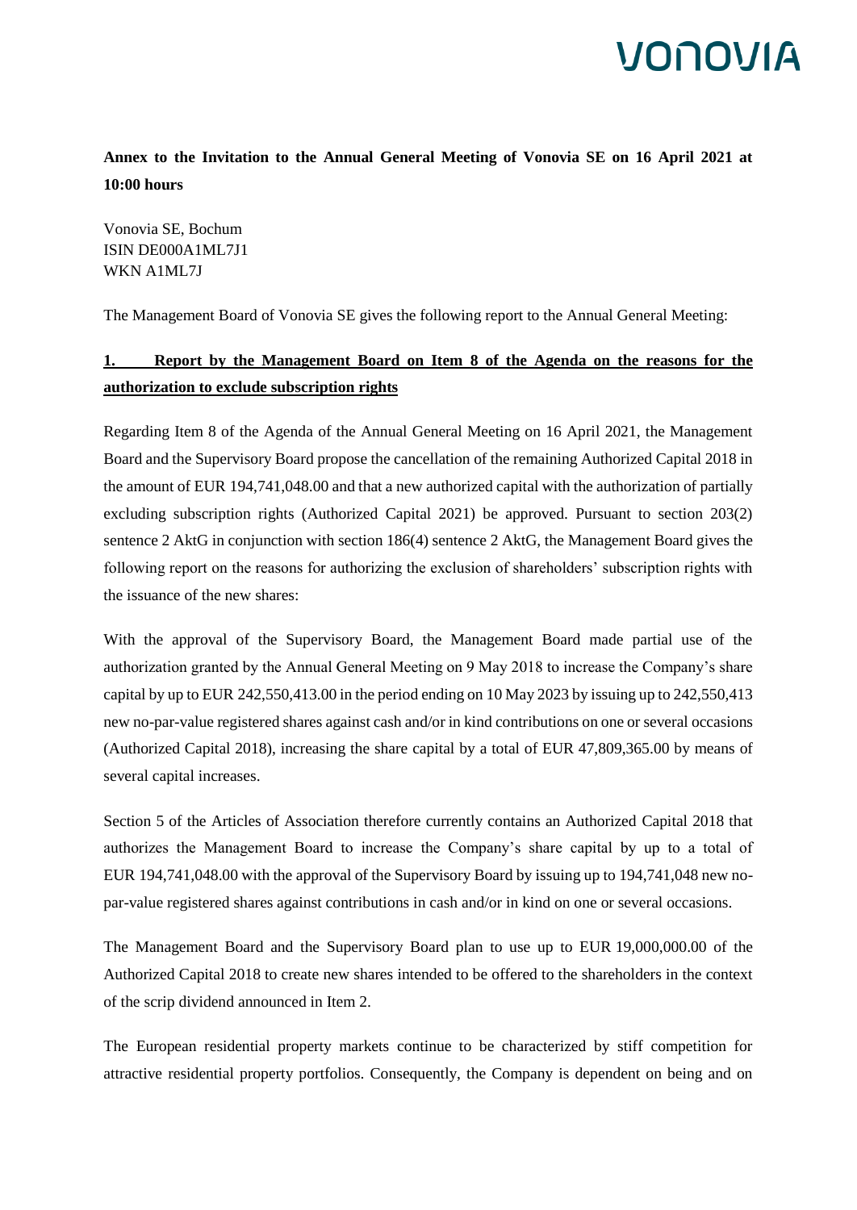**Annex to the Invitation to the Annual General Meeting of Vonovia SE on 16 April 2021 at 10:00 hours**

Vonovia SE, Bochum
ISIN DE000A1ML7J1
WKN A1ML7J

The Management Board of Vonovia SE gives the following report to the Annual General Meeting:

## 1. Report by the Management Board on Item 8 of the Agenda on the reasons for the authorization to exclude subscription rights

Regarding Item 8 of the Agenda of the Annual General Meeting on 16 April 2021, the Management Board and the Supervisory Board propose the cancellation of the remaining Authorized Capital 2018 in the amount of EUR 194,741,048.00 and that a new authorized capital with the authorization of partially excluding subscription rights (Authorized Capital 2021) be approved. Pursuant to section 203(2) sentence 2 AktG in conjunction with section 186(4) sentence 2 AktG, the Management Board gives the following report on the reasons for authorizing the exclusion of shareholders' subscription rights with the issuance of the new shares:

With the approval of the Supervisory Board, the Management Board made partial use of the authorization granted by the Annual General Meeting on 9 May 2018 to increase the Company's share capital by up to EUR 242,550,413.00 in the period ending on 10 May 2023 by issuing up to 242,550,413 new no-par-value registered shares against cash and/or in kind contributions on one or several occasions (Authorized Capital 2018), increasing the share capital by a total of EUR 47,809,365.00 by means of several capital increases.

Section 5 of the Articles of Association therefore currently contains an Authorized Capital 2018 that authorizes the Management Board to increase the Company's share capital by up to a total of EUR 194,741,048.00 with the approval of the Supervisory Board by issuing up to 194,741,048 new no-par-value registered shares against contributions in cash and/or in kind on one or several occasions.

The Management Board and the Supervisory Board plan to use up to EUR 19,000,000.00 of the Authorized Capital 2018 to create new shares intended to be offered to the shareholders in the context of the scrip dividend announced in Item 2.

The European residential property markets continue to be characterized by stiff competition for attractive residential property portfolios. Consequently, the Company is dependent on being and on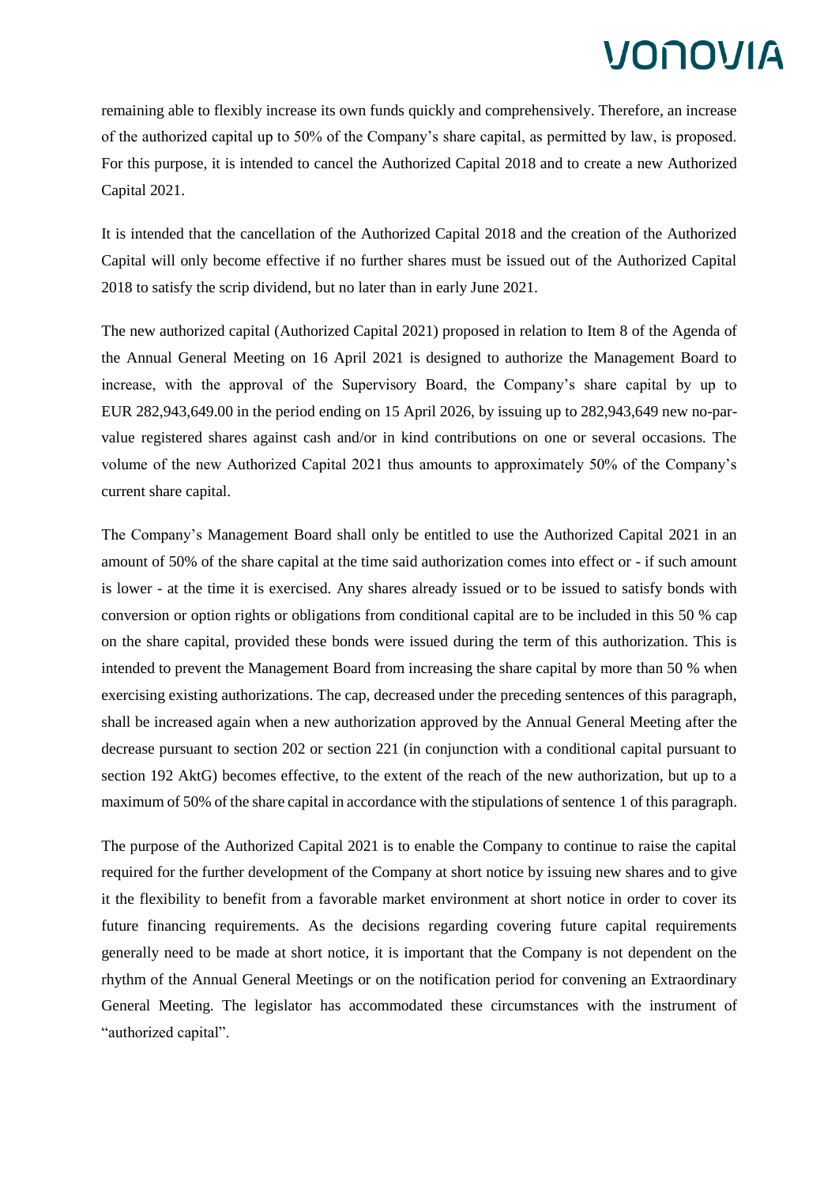remaining able to flexibly increase its own funds quickly and comprehensively. Therefore, an increase of the authorized capital up to 50% of the Company's share capital, as permitted by law, is proposed. For this purpose, it is intended to cancel the Authorized Capital 2018 and to create a new Authorized Capital 2021.

It is intended that the cancellation of the Authorized Capital 2018 and the creation of the Authorized Capital will only become effective if no further shares must be issued out of the Authorized Capital 2018 to satisfy the scrip dividend, but no later than in early June 2021.

The new authorized capital (Authorized Capital 2021) proposed in relation to Item 8 of the Agenda of the Annual General Meeting on 16 April 2021 is designed to authorize the Management Board to increase, with the approval of the Supervisory Board, the Company's share capital by up to EUR 282,943,649.00 in the period ending on 15 April 2026, by issuing up to 282,943,649 new no-par-value registered shares against cash and/or in kind contributions on one or several occasions. The volume of the new Authorized Capital 2021 thus amounts to approximately 50% of the Company's current share capital.

The Company's Management Board shall only be entitled to use the Authorized Capital 2021 in an amount of 50% of the share capital at the time said authorization comes into effect or - if such amount is lower - at the time it is exercised. Any shares already issued or to be issued to satisfy bonds with conversion or option rights or obligations from conditional capital are to be included in this 50 % cap on the share capital, provided these bonds were issued during the term of this authorization. This is intended to prevent the Management Board from increasing the share capital by more than 50 % when exercising existing authorizations. The cap, decreased under the preceding sentences of this paragraph, shall be increased again when a new authorization approved by the Annual General Meeting after the decrease pursuant to section 202 or section 221 (in conjunction with a conditional capital pursuant to section 192 AktG) becomes effective, to the extent of the reach of the new authorization, but up to a maximum of 50% of the share capital in accordance with the stipulations of sentence 1 of this paragraph.

The purpose of the Authorized Capital 2021 is to enable the Company to continue to raise the capital required for the further development of the Company at short notice by issuing new shares and to give it the flexibility to benefit from a favorable market environment at short notice in order to cover its future financing requirements. As the decisions regarding covering future capital requirements generally need to be made at short notice, it is important that the Company is not dependent on the rhythm of the Annual General Meetings or on the notification period for convening an Extraordinary General Meeting. The legislator has accommodated these circumstances with the instrument of "authorized capital".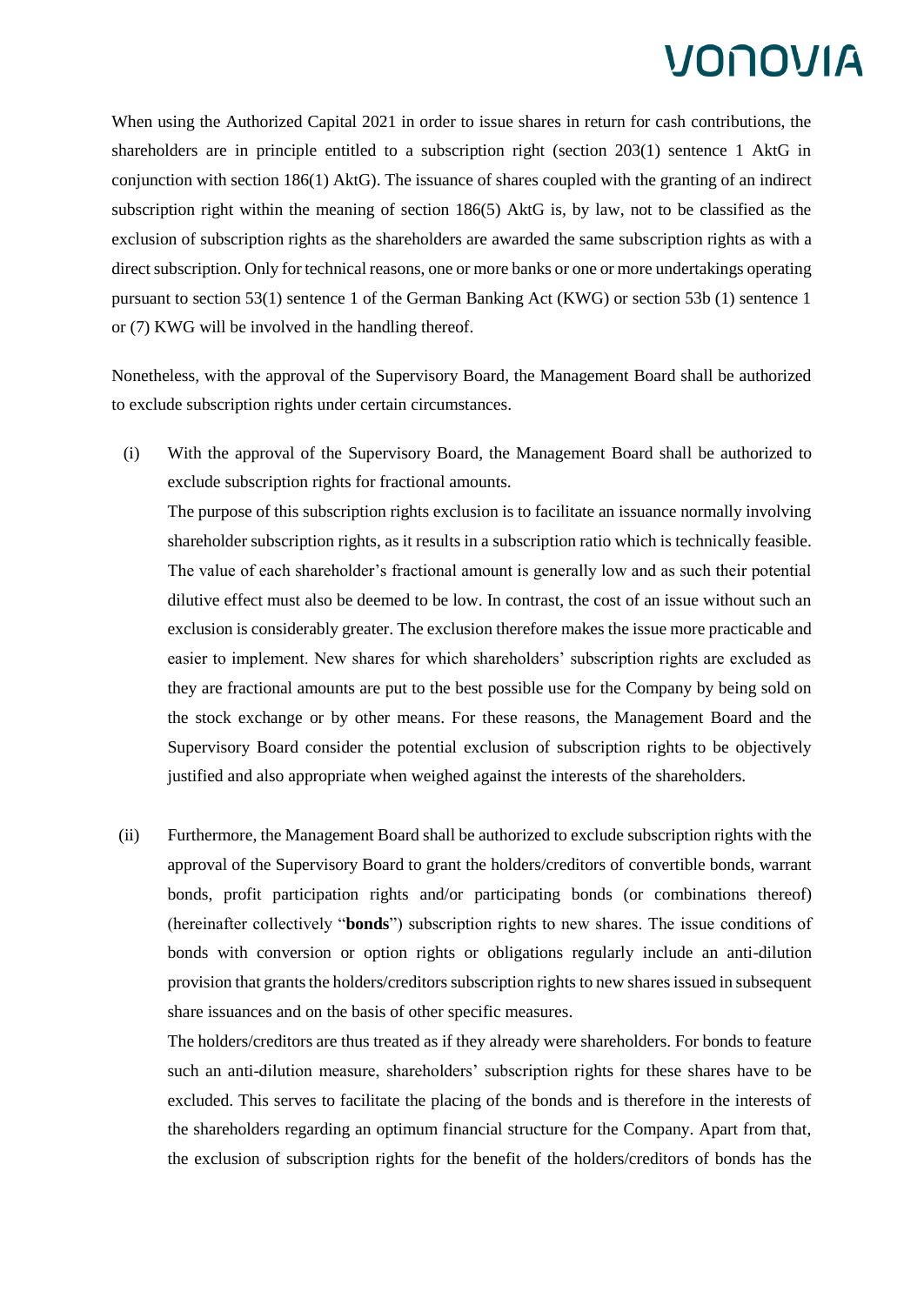When using the Authorized Capital 2021 in order to issue shares in return for cash contributions, the shareholders are in principle entitled to a subscription right (section 203(1) sentence 1 AktG in conjunction with section 186(1) AktG). The issuance of shares coupled with the granting of an indirect subscription right within the meaning of section 186(5) AktG is, by law, not to be classified as the exclusion of subscription rights as the shareholders are awarded the same subscription rights as with a direct subscription. Only for technical reasons, one or more banks or one or more undertakings operating pursuant to section 53(1) sentence 1 of the German Banking Act (KWG) or section 53b (1) sentence 1 or (7) KWG will be involved in the handling thereof.

Nonetheless, with the approval of the Supervisory Board, the Management Board shall be authorized to exclude subscription rights under certain circumstances.

(i) With the approval of the Supervisory Board, the Management Board shall be authorized to exclude subscription rights for fractional amounts.
The purpose of this subscription rights exclusion is to facilitate an issuance normally involving shareholder subscription rights, as it results in a subscription ratio which is technically feasible. The value of each shareholder's fractional amount is generally low and as such their potential dilutive effect must also be deemed to be low. In contrast, the cost of an issue without such an exclusion is considerably greater. The exclusion therefore makes the issue more practicable and easier to implement. New shares for which shareholders' subscription rights are excluded as they are fractional amounts are put to the best possible use for the Company by being sold on the stock exchange or by other means. For these reasons, the Management Board and the Supervisory Board consider the potential exclusion of subscription rights to be objectively justified and also appropriate when weighed against the interests of the shareholders.

(ii) Furthermore, the Management Board shall be authorized to exclude subscription rights with the approval of the Supervisory Board to grant the holders/creditors of convertible bonds, warrant bonds, profit participation rights and/or participating bonds (or combinations thereof) (hereinafter collectively "**bonds**") subscription rights to new shares. The issue conditions of bonds with conversion or option rights or obligations regularly include an anti-dilution provision that grants the holders/creditors subscription rights to new shares issued in subsequent share issuances and on the basis of other specific measures.
The holders/creditors are thus treated as if they already were shareholders. For bonds to feature such an anti-dilution measure, shareholders' subscription rights for these shares have to be excluded. This serves to facilitate the placing of the bonds and is therefore in the interests of the shareholders regarding an optimum financial structure for the Company. Apart from that, the exclusion of subscription rights for the benefit of the holders/creditors of bonds has the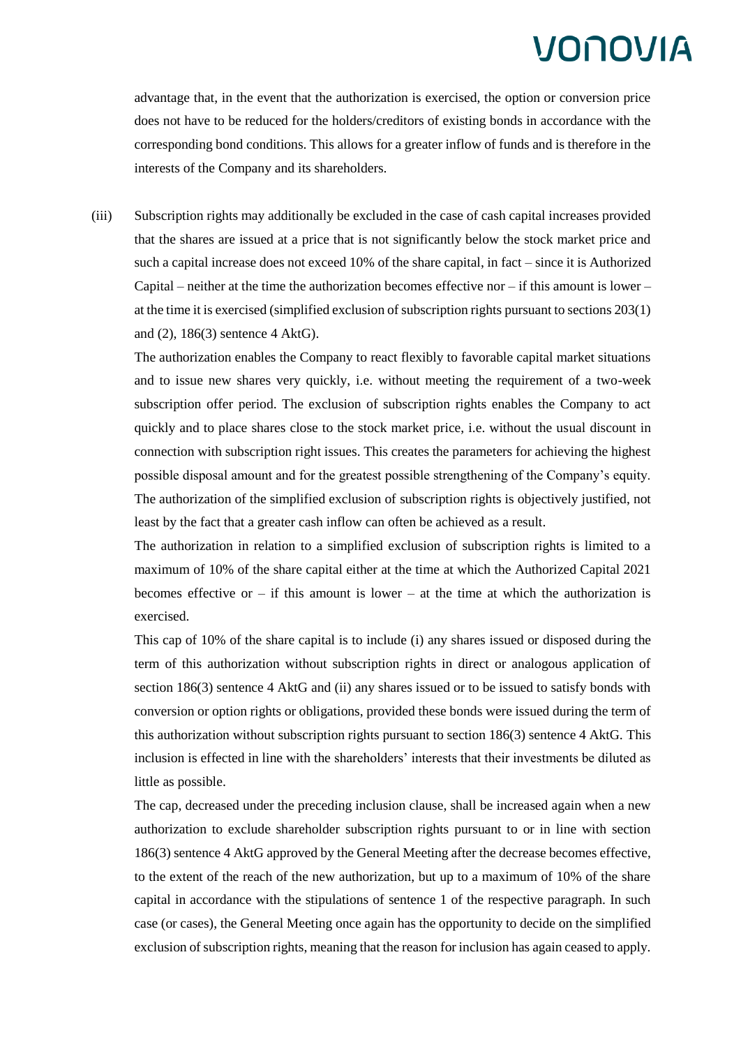advantage that, in the event that the authorization is exercised, the option or conversion price does not have to be reduced for the holders/creditors of existing bonds in accordance with the corresponding bond conditions. This allows for a greater inflow of funds and is therefore in the interests of the Company and its shareholders.

(iii) Subscription rights may additionally be excluded in the case of cash capital increases provided that the shares are issued at a price that is not significantly below the stock market price and such a capital increase does not exceed 10% of the share capital, in fact – since it is Authorized Capital – neither at the time the authorization becomes effective nor – if this amount is lower – at the time it is exercised (simplified exclusion of subscription rights pursuant to sections 203(1) and (2), 186(3) sentence 4 AktG).

The authorization enables the Company to react flexibly to favorable capital market situations and to issue new shares very quickly, i.e. without meeting the requirement of a two-week subscription offer period. The exclusion of subscription rights enables the Company to act quickly and to place shares close to the stock market price, i.e. without the usual discount in connection with subscription right issues. This creates the parameters for achieving the highest possible disposal amount and for the greatest possible strengthening of the Company's equity. The authorization of the simplified exclusion of subscription rights is objectively justified, not least by the fact that a greater cash inflow can often be achieved as a result.

The authorization in relation to a simplified exclusion of subscription rights is limited to a maximum of 10% of the share capital either at the time at which the Authorized Capital 2021 becomes effective or – if this amount is lower – at the time at which the authorization is exercised.

This cap of 10% of the share capital is to include (i) any shares issued or disposed during the term of this authorization without subscription rights in direct or analogous application of section 186(3) sentence 4 AktG and (ii) any shares issued or to be issued to satisfy bonds with conversion or option rights or obligations, provided these bonds were issued during the term of this authorization without subscription rights pursuant to section 186(3) sentence 4 AktG. This inclusion is effected in line with the shareholders' interests that their investments be diluted as little as possible.

The cap, decreased under the preceding inclusion clause, shall be increased again when a new authorization to exclude shareholder subscription rights pursuant to or in line with section 186(3) sentence 4 AktG approved by the General Meeting after the decrease becomes effective, to the extent of the reach of the new authorization, but up to a maximum of 10% of the share capital in accordance with the stipulations of sentence 1 of the respective paragraph. In such case (or cases), the General Meeting once again has the opportunity to decide on the simplified exclusion of subscription rights, meaning that the reason for inclusion has again ceased to apply.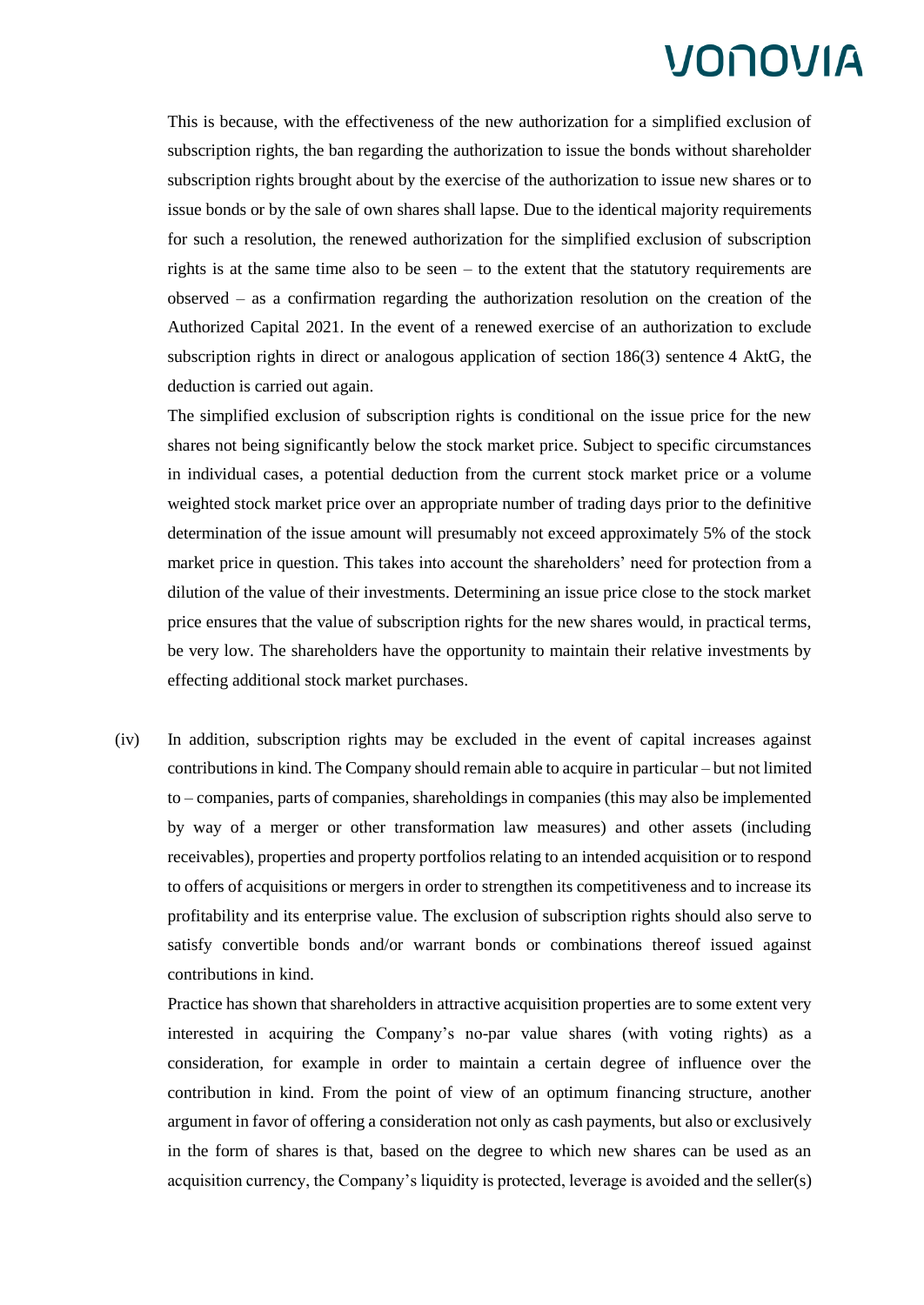This is because, with the effectiveness of the new authorization for a simplified exclusion of subscription rights, the ban regarding the authorization to issue the bonds without shareholder subscription rights brought about by the exercise of the authorization to issue new shares or to issue bonds or by the sale of own shares shall lapse. Due to the identical majority requirements for such a resolution, the renewed authorization for the simplified exclusion of subscription rights is at the same time also to be seen – to the extent that the statutory requirements are observed – as a confirmation regarding the authorization resolution on the creation of the Authorized Capital 2021. In the event of a renewed exercise of an authorization to exclude subscription rights in direct or analogous application of section 186(3) sentence 4 AktG, the deduction is carried out again.

The simplified exclusion of subscription rights is conditional on the issue price for the new shares not being significantly below the stock market price. Subject to specific circumstances in individual cases, a potential deduction from the current stock market price or a volume weighted stock market price over an appropriate number of trading days prior to the definitive determination of the issue amount will presumably not exceed approximately 5% of the stock market price in question. This takes into account the shareholders' need for protection from a dilution of the value of their investments. Determining an issue price close to the stock market price ensures that the value of subscription rights for the new shares would, in practical terms, be very low. The shareholders have the opportunity to maintain their relative investments by effecting additional stock market purchases.

(iv) In addition, subscription rights may be excluded in the event of capital increases against contributions in kind. The Company should remain able to acquire in particular – but not limited to – companies, parts of companies, shareholdings in companies (this may also be implemented by way of a merger or other transformation law measures) and other assets (including receivables), properties and property portfolios relating to an intended acquisition or to respond to offers of acquisitions or mergers in order to strengthen its competitiveness and to increase its profitability and its enterprise value. The exclusion of subscription rights should also serve to satisfy convertible bonds and/or warrant bonds or combinations thereof issued against contributions in kind.

Practice has shown that shareholders in attractive acquisition properties are to some extent very interested in acquiring the Company's no-par value shares (with voting rights) as a consideration, for example in order to maintain a certain degree of influence over the contribution in kind. From the point of view of an optimum financing structure, another argument in favor of offering a consideration not only as cash payments, but also or exclusively in the form of shares is that, based on the degree to which new shares can be used as an acquisition currency, the Company's liquidity is protected, leverage is avoided and the seller(s)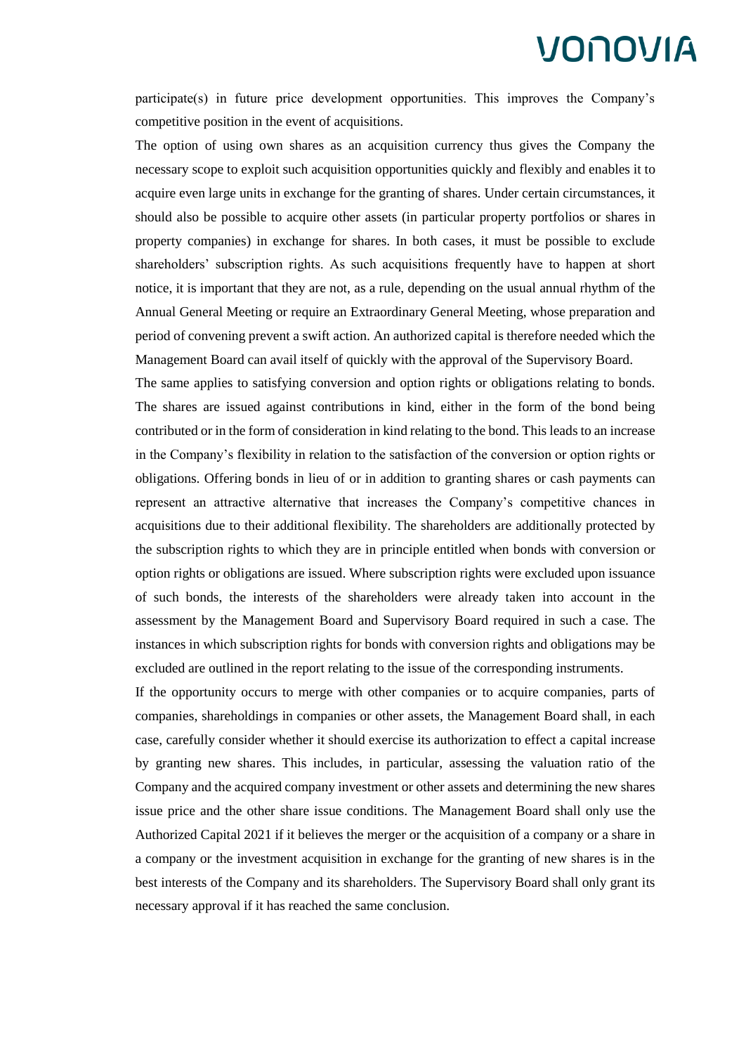participate(s) in future price development opportunities. This improves the Company's competitive position in the event of acquisitions.

The option of using own shares as an acquisition currency thus gives the Company the necessary scope to exploit such acquisition opportunities quickly and flexibly and enables it to acquire even large units in exchange for the granting of shares. Under certain circumstances, it should also be possible to acquire other assets (in particular property portfolios or shares in property companies) in exchange for shares. In both cases, it must be possible to exclude shareholders' subscription rights. As such acquisitions frequently have to happen at short notice, it is important that they are not, as a rule, depending on the usual annual rhythm of the Annual General Meeting or require an Extraordinary General Meeting, whose preparation and period of convening prevent a swift action. An authorized capital is therefore needed which the Management Board can avail itself of quickly with the approval of the Supervisory Board.

The same applies to satisfying conversion and option rights or obligations relating to bonds. The shares are issued against contributions in kind, either in the form of the bond being contributed or in the form of consideration in kind relating to the bond. This leads to an increase in the Company's flexibility in relation to the satisfaction of the conversion or option rights or obligations. Offering bonds in lieu of or in addition to granting shares or cash payments can represent an attractive alternative that increases the Company's competitive chances in acquisitions due to their additional flexibility. The shareholders are additionally protected by the subscription rights to which they are in principle entitled when bonds with conversion or option rights or obligations are issued. Where subscription rights were excluded upon issuance of such bonds, the interests of the shareholders were already taken into account in the assessment by the Management Board and Supervisory Board required in such a case. The instances in which subscription rights for bonds with conversion rights and obligations may be excluded are outlined in the report relating to the issue of the corresponding instruments.

If the opportunity occurs to merge with other companies or to acquire companies, parts of companies, shareholdings in companies or other assets, the Management Board shall, in each case, carefully consider whether it should exercise its authorization to effect a capital increase by granting new shares. This includes, in particular, assessing the valuation ratio of the Company and the acquired company investment or other assets and determining the new shares issue price and the other share issue conditions. The Management Board shall only use the Authorized Capital 2021 if it believes the merger or the acquisition of a company or a share in a company or the investment acquisition in exchange for the granting of new shares is in the best interests of the Company and its shareholders. The Supervisory Board shall only grant its necessary approval if it has reached the same conclusion.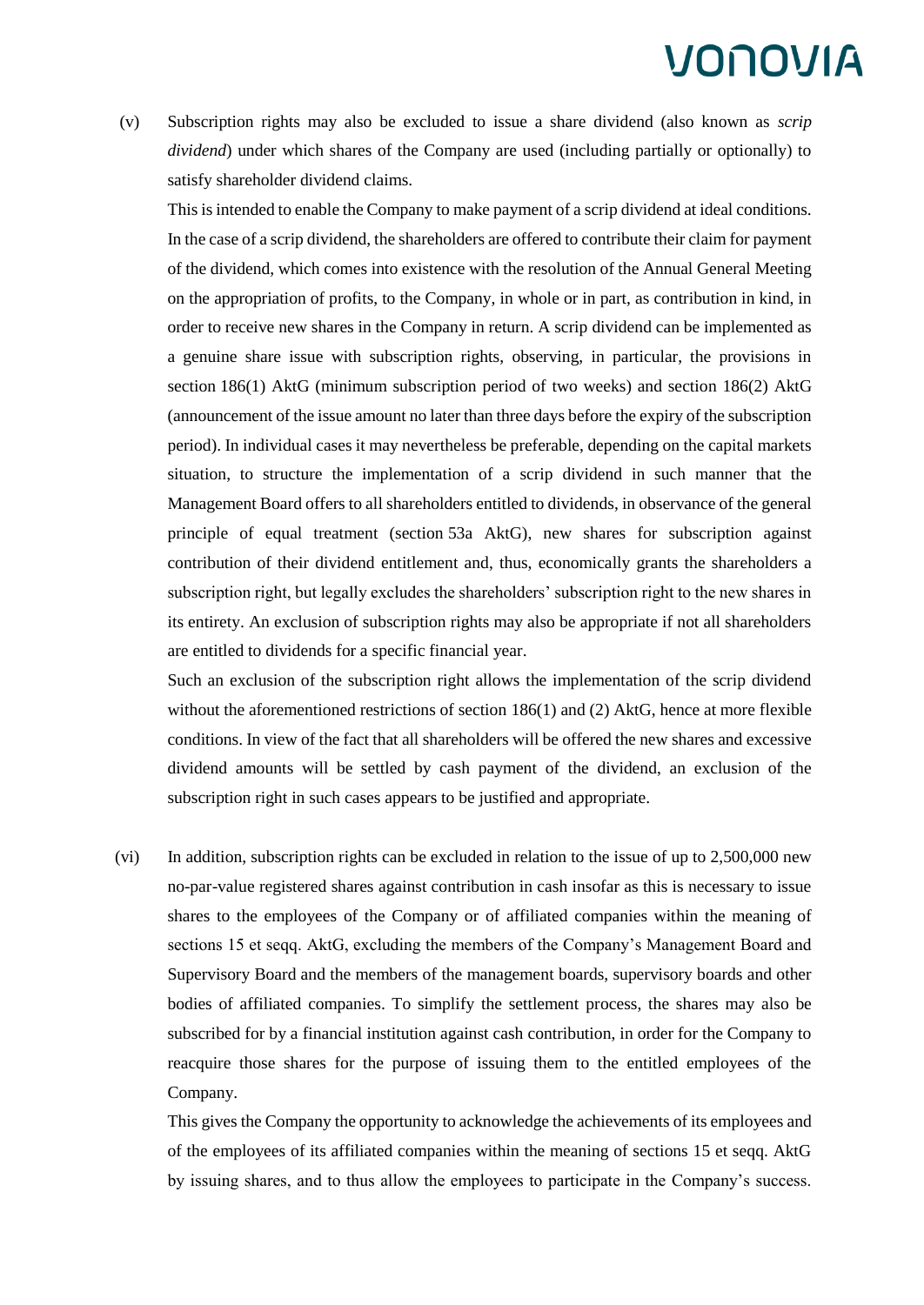(v) Subscription rights may also be excluded to issue a share dividend (also known as *scrip dividend*) under which shares of the Company are used (including partially or optionally) to satisfy shareholder dividend claims.

This is intended to enable the Company to make payment of a scrip dividend at ideal conditions. In the case of a scrip dividend, the shareholders are offered to contribute their claim for payment of the dividend, which comes into existence with the resolution of the Annual General Meeting on the appropriation of profits, to the Company, in whole or in part, as contribution in kind, in order to receive new shares in the Company in return. A scrip dividend can be implemented as a genuine share issue with subscription rights, observing, in particular, the provisions in section 186(1) AktG (minimum subscription period of two weeks) and section 186(2) AktG (announcement of the issue amount no later than three days before the expiry of the subscription period). In individual cases it may nevertheless be preferable, depending on the capital markets situation, to structure the implementation of a scrip dividend in such manner that the Management Board offers to all shareholders entitled to dividends, in observance of the general principle of equal treatment (section 53a AktG), new shares for subscription against contribution of their dividend entitlement and, thus, economically grants the shareholders a subscription right, but legally excludes the shareholders' subscription right to the new shares in its entirety. An exclusion of subscription rights may also be appropriate if not all shareholders are entitled to dividends for a specific financial year.

Such an exclusion of the subscription right allows the implementation of the scrip dividend without the aforementioned restrictions of section 186(1) and (2) AktG, hence at more flexible conditions. In view of the fact that all shareholders will be offered the new shares and excessive dividend amounts will be settled by cash payment of the dividend, an exclusion of the subscription right in such cases appears to be justified and appropriate.

(vi) In addition, subscription rights can be excluded in relation to the issue of up to 2,500,000 new no-par-value registered shares against contribution in cash insofar as this is necessary to issue shares to the employees of the Company or of affiliated companies within the meaning of sections 15 et seqq. AktG, excluding the members of the Company's Management Board and Supervisory Board and the members of the management boards, supervisory boards and other bodies of affiliated companies. To simplify the settlement process, the shares may also be subscribed for by a financial institution against cash contribution, in order for the Company to reacquire those shares for the purpose of issuing them to the entitled employees of the Company.

This gives the Company the opportunity to acknowledge the achievements of its employees and of the employees of its affiliated companies within the meaning of sections 15 et seqq. AktG by issuing shares, and to thus allow the employees to participate in the Company's success.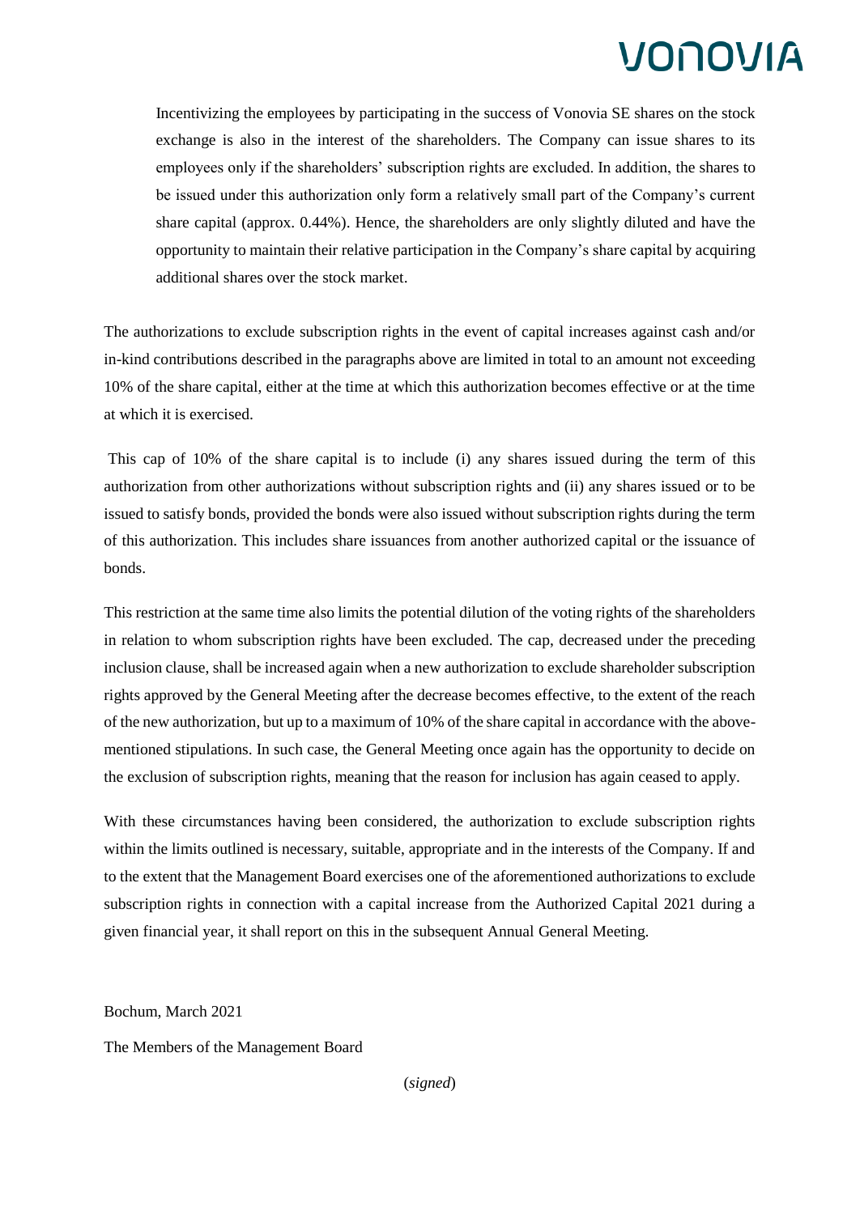Incentivizing the employees by participating in the success of Vonovia SE shares on the stock exchange is also in the interest of the shareholders. The Company can issue shares to its employees only if the shareholders' subscription rights are excluded. In addition, the shares to be issued under this authorization only form a relatively small part of the Company's current share capital (approx. 0.44%). Hence, the shareholders are only slightly diluted and have the opportunity to maintain their relative participation in the Company's share capital by acquiring additional shares over the stock market.

The authorizations to exclude subscription rights in the event of capital increases against cash and/or in-kind contributions described in the paragraphs above are limited in total to an amount not exceeding 10% of the share capital, either at the time at which this authorization becomes effective or at the time at which it is exercised.

This cap of 10% of the share capital is to include (i) any shares issued during the term of this authorization from other authorizations without subscription rights and (ii) any shares issued or to be issued to satisfy bonds, provided the bonds were also issued without subscription rights during the term of this authorization. This includes share issuances from another authorized capital or the issuance of bonds.

This restriction at the same time also limits the potential dilution of the voting rights of the shareholders in relation to whom subscription rights have been excluded. The cap, decreased under the preceding inclusion clause, shall be increased again when a new authorization to exclude shareholder subscription rights approved by the General Meeting after the decrease becomes effective, to the extent of the reach of the new authorization, but up to a maximum of 10% of the share capital in accordance with the above-mentioned stipulations. In such case, the General Meeting once again has the opportunity to decide on the exclusion of subscription rights, meaning that the reason for inclusion has again ceased to apply.

With these circumstances having been considered, the authorization to exclude subscription rights within the limits outlined is necessary, suitable, appropriate and in the interests of the Company. If and to the extent that the Management Board exercises one of the aforementioned authorizations to exclude subscription rights in connection with a capital increase from the Authorized Capital 2021 during a given financial year, it shall report on this in the subsequent Annual General Meeting.

Bochum, March 2021

The Members of the Management Board

(*signed*)